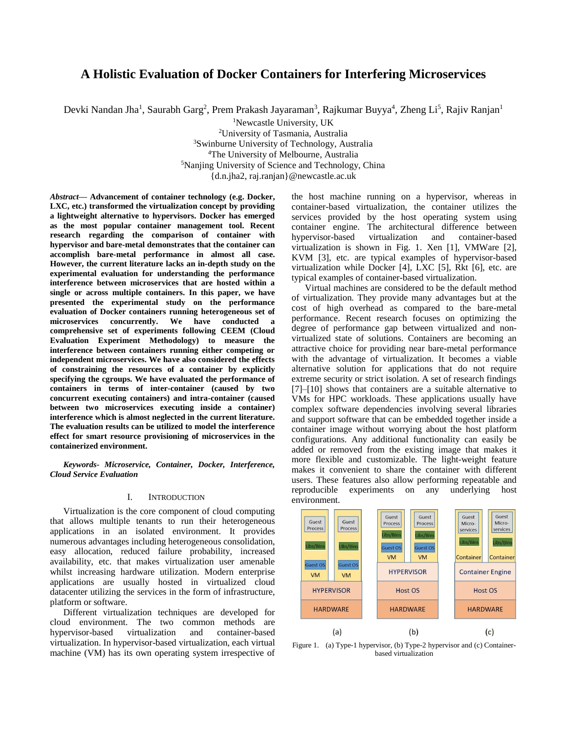# A Holistic Evaluation of Docker Containers for Interfering Microservices

Devki Nandan Jha[1], Saurabh Garg[2], Prem Prakash Jayaraman[3], Rajkumar Buyya[4], Zheng Li[5], Rajiv Ranjan[1]

[1]Newcastle University, UK
[2]University of Tasmania, Australia
[3]Swinburne University of Technology, Australia
[4]The University of Melbourne, Australia
[5]Nanjing University of Science and Technology, China
{d.n.jha2, raj.ranjan}@newcastle.ac.uk

***Abstract*— Advancement of container technology (e.g. Docker, LXC, etc.) transformed the virtualization concept by providing a lightweight alternative to hypervisors. Docker has emerged as the most popular container management tool. Recent research regarding the comparison of container with hypervisor and bare-metal demonstrates that the container can accomplish bare-metal performance in almost all case. However, the current literature lacks an in-depth study on the experimental evaluation for understanding the performance interference between microservices that are hosted within a single or across multiple containers. In this paper, we have presented the experimental study on the performance evaluation of Docker containers running heterogeneous set of microservices concurrently. We have conducted a comprehensive set of experiments following CEEM (Cloud Evaluation Experiment Methodology) to measure the interference between containers running either competing or independent microservices. We have also considered the effects of constraining the resources of a container by explicitly specifying the cgroups. We have evaluated the performance of containers in terms of inter-container (caused by two concurrent executing containers) and intra-container (caused between two microservices executing inside a container) interference which is almost neglected in the current literature. The evaluation results can be utilized to model the interference effect for smart resource provisioning of microservices in the containerized environment.**

***Keywords- Microservice, Container, Docker, Interference, Cloud Service Evaluation***

## I. Introduction

Virtualization is the core component of cloud computing that allows multiple tenants to run their heterogeneous applications in an isolated environment. It provides numerous advantages including heterogeneous consolidation, easy allocation, reduced failure probability, increased availability, etc. that makes virtualization user amenable whilst increasing hardware utilization. Modern enterprise applications are usually hosted in virtualized cloud datacenter utilizing the services in the form of infrastructure, platform or software.

Different virtualization techniques are developed for cloud environment. The two common methods are hypervisor-based virtualization and container-based virtualization. In hypervisor-based virtualization, each virtual machine (VM) has its own operating system irrespective of the host machine running on a hypervisor, whereas in container-based virtualization, the container utilizes the services provided by the host operating system using container engine. The architectural difference between hypervisor-based virtualization and container-based virtualization is shown in Fig. 1. Xen [1], VMWare [2], KVM [3], etc. are typical examples of hypervisor-based virtualization while Docker [4], LXC [5], Rkt [6], etc. are typical examples of container-based virtualization.

Virtual machines are considered to be the default method of virtualization. They provide many advantages but at the cost of high overhead as compared to the bare-metal performance. Recent research focuses on optimizing the degree of performance gap between virtualized and non-virtualized state of solutions. Containers are becoming an attractive choice for providing near bare-metal performance with the advantage of virtualization. It becomes a viable alternative solution for applications that do not require extreme security or strict isolation. A set of research findings [7]–[10] shows that containers are a suitable alternative to VMs for HPC workloads. These applications usually have complex software dependencies involving several libraries and support software that can be embedded together inside a container image without worrying about the host platform configurations. Any additional functionality can easily be added or removed from the existing image that makes it more flexible and customizable. The light-weight feature makes it convenient to share the container with different users. These features also allow performing repeatable and reproducible experiments on any underlying host environment.

Guest Process | Guest Process | Libs/Bins | Libs/Bins | Guest OS | Guest OS | VM | VM | HYPERVISOR | HARDWARE | (a)

Guest Process | Guest Process | Libs/Bins | Libs/Bins | Guest OS | Guest OS | VM | VM | HYPERVISOR | Host OS | HARDWARE | (b)

Guest Micro-services | Guest Micro-services | Libs/Bins | Libs/Bins | Container | Container | Container Engine | Host OS | HARDWARE | (c)

Figure 1. (a) Type-1 hypervisor, (b) Type-2 hypervisor and (c) Container-based virtualization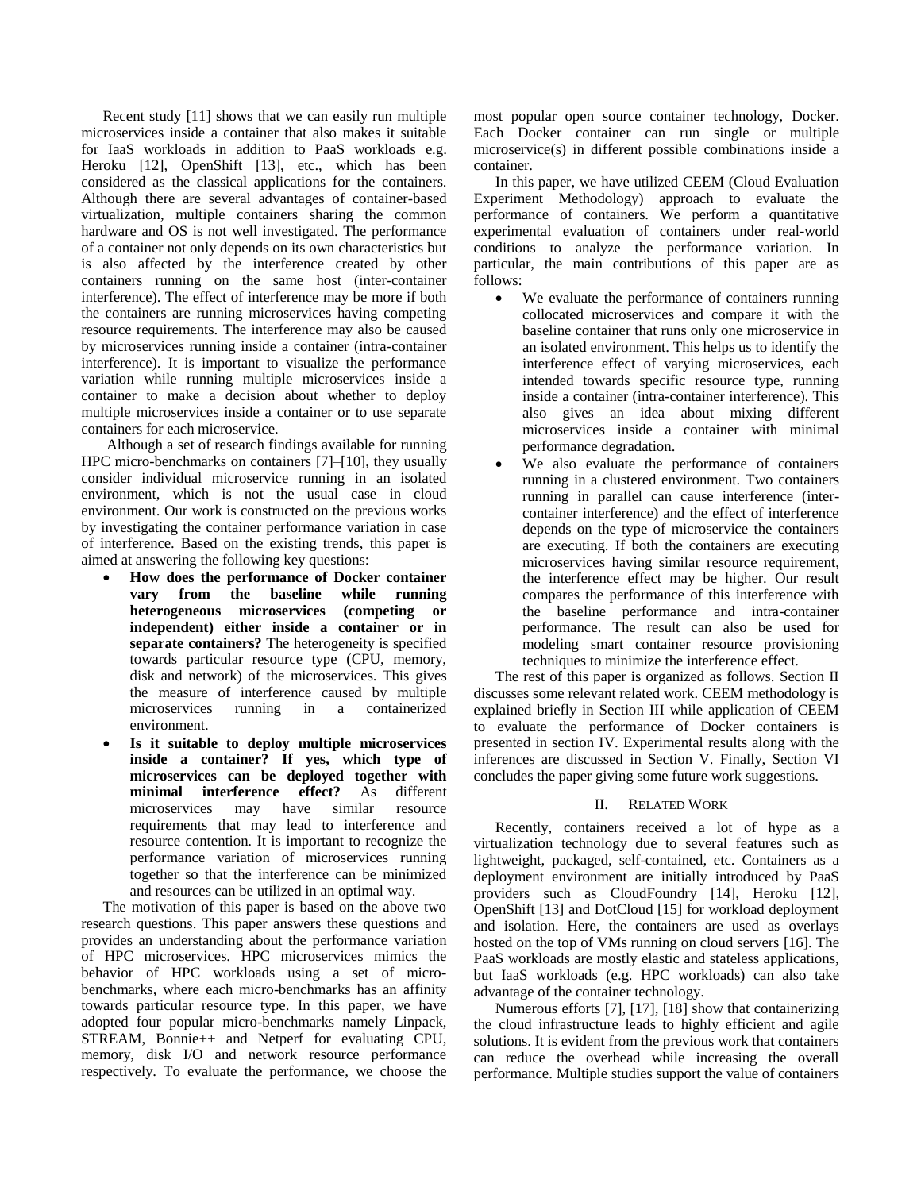Recent study [11] shows that we can easily run multiple microservices inside a container that also makes it suitable for IaaS workloads in addition to PaaS workloads e.g. Heroku [12], OpenShift [13], etc., which has been considered as the classical applications for the containers. Although there are several advantages of container-based virtualization, multiple containers sharing the common hardware and OS is not well investigated. The performance of a container not only depends on its own characteristics but is also affected by the interference created by other containers running on the same host (inter-container interference). The effect of interference may be more if both the containers are running microservices having competing resource requirements. The interference may also be caused by microservices running inside a container (intra-container interference). It is important to visualize the performance variation while running multiple microservices inside a container to make a decision about whether to deploy multiple microservices inside a container or to use separate containers for each microservice.

Although a set of research findings available for running HPC micro-benchmarks on containers [7]–[10], they usually consider individual microservice running in an isolated environment, which is not the usual case in cloud environment. Our work is constructed on the previous works by investigating the container performance variation in case of interference. Based on the existing trends, this paper is aimed at answering the following key questions:

- **How does the performance of Docker container vary from the baseline while running heterogeneous microservices (competing or independent) either inside a container or in separate containers?** The heterogeneity is specified towards particular resource type (CPU, memory, disk and network) of the microservices. This gives the measure of interference caused by multiple microservices running in a containerized environment.
- **Is it suitable to deploy multiple microservices inside a container? If yes, which type of microservices can be deployed together with minimal interference effect?** As different microservices may have similar resource requirements that may lead to interference and resource contention. It is important to recognize the performance variation of microservices running together so that the interference can be minimized and resources can be utilized in an optimal way.

The motivation of this paper is based on the above two research questions. This paper answers these questions and provides an understanding about the performance variation of HPC microservices. HPC microservices mimics the behavior of HPC workloads using a set of micro-benchmarks, where each micro-benchmarks has an affinity towards particular resource type. In this paper, we have adopted four popular micro-benchmarks namely Linpack, STREAM, Bonnie++ and Netperf for evaluating CPU, memory, disk I/O and network resource performance respectively. To evaluate the performance, we choose the most popular open source container technology, Docker. Each Docker container can run single or multiple microservice(s) in different possible combinations inside a container.

In this paper, we have utilized CEEM (Cloud Evaluation Experiment Methodology) approach to evaluate the performance of containers. We perform a quantitative experimental evaluation of containers under real-world conditions to analyze the performance variation. In particular, the main contributions of this paper are as follows:

- We evaluate the performance of containers running collocated microservices and compare it with the baseline container that runs only one microservice in an isolated environment. This helps us to identify the interference effect of varying microservices, each intended towards specific resource type, running inside a container (intra-container interference). This also gives an idea about mixing different microservices inside a container with minimal performance degradation.
- We also evaluate the performance of containers running in a clustered environment. Two containers running in parallel can cause interference (inter-container interference) and the effect of interference depends on the type of microservice the containers are executing. If both the containers are executing microservices having similar resource requirement, the interference effect may be higher. Our result compares the performance of this interference with the baseline performance and intra-container performance. The result can also be used for modeling smart container resource provisioning techniques to minimize the interference effect.

The rest of this paper is organized as follows. Section II discusses some relevant related work. CEEM methodology is explained briefly in Section III while application of CEEM to evaluate the performance of Docker containers is presented in section IV. Experimental results along with the inferences are discussed in Section V. Finally, Section VI concludes the paper giving some future work suggestions.

## II. Related Work

Recently, containers received a lot of hype as a virtualization technology due to several features such as lightweight, packaged, self-contained, etc. Containers as a deployment environment are initially introduced by PaaS providers such as CloudFoundry [14], Heroku [12], OpenShift [13] and DotCloud [15] for workload deployment and isolation. Here, the containers are used as overlays hosted on the top of VMs running on cloud servers [16]. The PaaS workloads are mostly elastic and stateless applications, but IaaS workloads (e.g. HPC workloads) can also take advantage of the container technology.

Numerous efforts [7], [17], [18] show that containerizing the cloud infrastructure leads to highly efficient and agile solutions. It is evident from the previous work that containers can reduce the overhead while increasing the overall performance. Multiple studies support the value of containers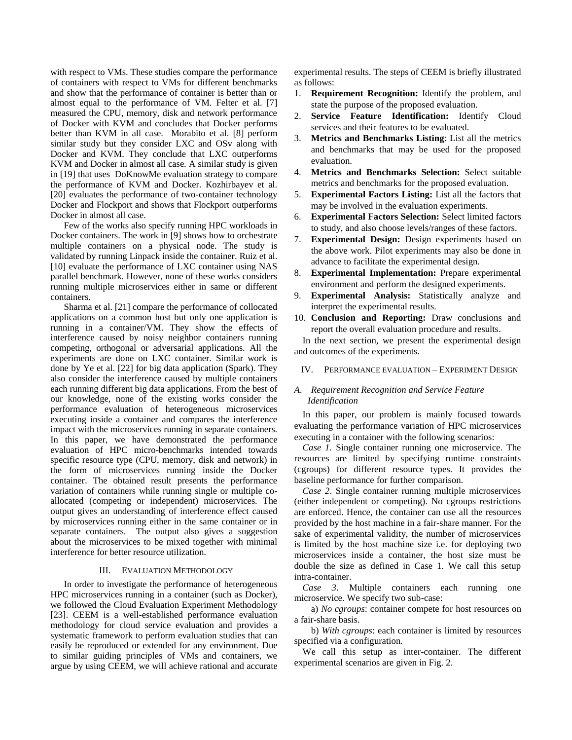with respect to VMs. These studies compare the performance of containers with respect to VMs for different benchmarks and show that the performance of container is better than or almost equal to the performance of VM. Felter et al. [7] measured the CPU, memory, disk and network performance of Docker with KVM and concludes that Docker performs better than KVM in all case. Morabito et al. [8] perform similar study but they consider LXC and OSv along with Docker and KVM. They conclude that LXC outperforms KVM and Docker in almost all case. A similar study is given in [19] that uses DoKnowMe evaluation strategy to compare the performance of KVM and Docker. Kozhirbayev et al. [20] evaluates the performance of two-container technology Docker and Flockport and shows that Flockport outperforms Docker in almost all case.

Few of the works also specify running HPC workloads in Docker containers. The work in [9] shows how to orchestrate multiple containers on a physical node. The study is validated by running Linpack inside the container. Ruiz et al. [10] evaluate the performance of LXC container using NAS parallel benchmark. However, none of these works considers running multiple microservices either in same or different containers.

Sharma et al. [21] compare the performance of collocated applications on a common host but only one application is running in a container/VM. They show the effects of interference caused by noisy neighbor containers running competing, orthogonal or adversarial applications. All the experiments are done on LXC container. Similar work is done by Ye et al. [22] for big data application (Spark). They also consider the interference caused by multiple containers each running different big data applications. From the best of our knowledge, none of the existing works consider the performance evaluation of heterogeneous microservices executing inside a container and compares the interference impact with the microservices running in separate containers. In this paper, we have demonstrated the performance evaluation of HPC micro-benchmarks intended towards specific resource type (CPU, memory, disk and network) in the form of microservices running inside the Docker container. The obtained result presents the performance variation of containers while running single or multiple co-allocated (competing or independent) microservices. The output gives an understanding of interference effect caused by microservices running either in the same container or in separate containers. The output also gives a suggestion about the microservices to be mixed together with minimal interference for better resource utilization.

## III. Evaluation Methodology

In order to investigate the performance of heterogeneous HPC microservices running in a container (such as Docker), we followed the Cloud Evaluation Experiment Methodology [23]. CEEM is a well-established performance evaluation methodology for cloud service evaluation and provides a systematic framework to perform evaluation studies that can easily be reproduced or extended for any environment. Due to similar guiding principles of VMs and containers, we argue by using CEEM, we will achieve rational and accurate experimental results. The steps of CEEM is briefly illustrated as follows:

1. **Requirement Recognition:** Identify the problem, and state the purpose of the proposed evaluation.
2. **Service Feature Identification:** Identify Cloud services and their features to be evaluated.
3. **Metrics and Benchmarks Listing**: List all the metrics and benchmarks that may be used for the proposed evaluation.
4. **Metrics and Benchmarks Selection:** Select suitable metrics and benchmarks for the proposed evaluation.
5. **Experimental Factors Listing:** List all the factors that may be involved in the evaluation experiments.
6. **Experimental Factors Selection:** Select limited factors to study, and also choose levels/ranges of these factors.
7. **Experimental Design:** Design experiments based on the above work. Pilot experiments may also be done in advance to facilitate the experimental design.
8. **Experimental Implementation:** Prepare experimental environment and perform the designed experiments.
9. **Experimental Analysis:** Statistically analyze and interpret the experimental results.
10. **Conclusion and Reporting:** Draw conclusions and report the overall evaluation procedure and results.

In the next section, we present the experimental design and outcomes of the experiments.

## IV. Performance Evaluation – Experiment Design

### A. Requirement Recognition and Service Feature Identification

In this paper, our problem is mainly focused towards evaluating the performance variation of HPC microservices executing in a container with the following scenarios:

*Case 1*. Single container running one microservice. The resources are limited by specifying runtime constraints (cgroups) for different resource types. It provides the baseline performance for further comparison.

*Case 2*. Single container running multiple microservices (either independent or competing). No cgroups restrictions are enforced. Hence, the container can use all the resources provided by the host machine in a fair-share manner. For the sake of experimental validity, the number of microservices is limited by the host machine size i.e. for deploying two microservices inside a container, the host size must be double the size as defined in Case 1. We call this setup intra-container.

*Case 3*. Multiple containers each running one microservice. We specify two sub-case:

a) *No cgroups*: container compete for host resources on a fair-share basis.

b) *With cgroups*: each container is limited by resources specified via a configuration.

We call this setup as inter-container. The different experimental scenarios are given in Fig. 2.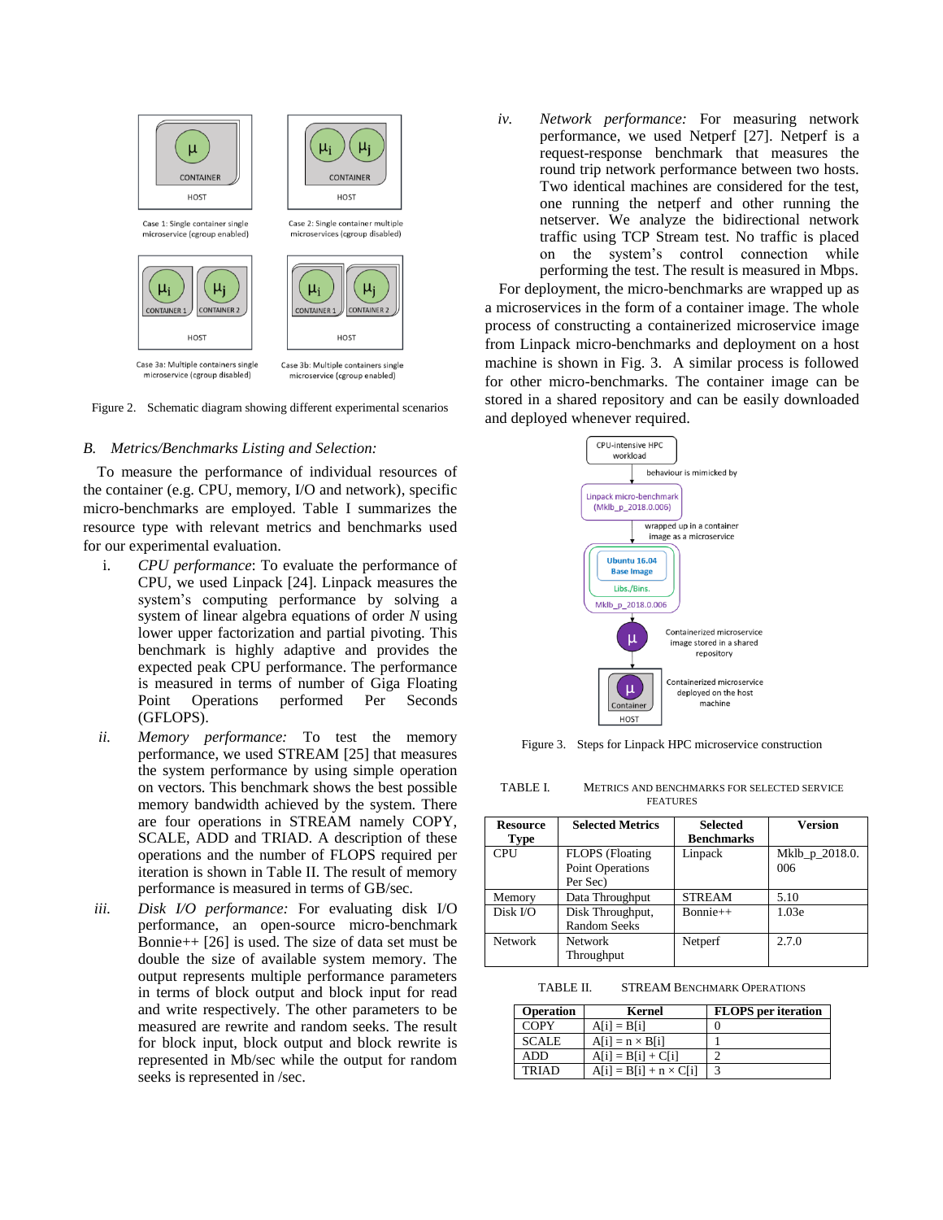Figure 2. Schematic diagram showing different experimental scenarios

### B. *Metrics/Benchmarks Listing and Selection:*

To measure the performance of individual resources of the container (e.g. CPU, memory, I/O and network), specific micro-benchmarks are employed. Table I summarizes the resource type with relevant metrics and benchmarks used for our experimental evaluation.

i. *CPU performance*: To evaluate the performance of CPU, we used Linpack [24]. Linpack measures the system's computing performance by solving a system of linear algebra equations of order $N$ using lower upper factorization and partial pivoting. This benchmark is highly adaptive and provides the expected peak CPU performance. The performance is measured in terms of number of Giga Floating Point Operations performed Per Seconds (GFLOPS).

ii. *Memory performance:* To test the memory performance, we used STREAM [25] that measures the system performance by using simple operation on vectors. This benchmark shows the best possible memory bandwidth achieved by the system. There are four operations in STREAM namely COPY, SCALE, ADD and TRIAD. A description of these operations and the number of FLOPS required per iteration is shown in Table II. The result of memory performance is measured in terms of GB/sec.

iii. *Disk I/O performance:* For evaluating disk I/O performance, an open-source micro-benchmark Bonnie++ [26] is used. The size of data set must be double the size of available system memory. The output represents multiple performance parameters in terms of block output and block input for read and write respectively. The other parameters to be measured are rewrite and random seeks. The result for block input, block output and block rewrite is represented in Mb/sec while the output for random seeks is represented in /sec.

iv. *Network performance:* For measuring network performance, we used Netperf [27]. Netperf is a request-response benchmark that measures the round trip network performance between two hosts. Two identical machines are considered for the test, one running the netperf and other running the netserver. We analyze the bidirectional network traffic using TCP Stream test. No traffic is placed on the system's control connection while performing the test. The result is measured in Mbps.

For deployment, the micro-benchmarks are wrapped up as a microservices in the form of a container image. The whole process of constructing a containerized microservice image from Linpack micro-benchmarks and deployment on a host machine is shown in Fig. 3. A similar process is followed for other micro-benchmarks. The container image can be stored in a shared repository and can be easily downloaded and deployed whenever required.

Figure 3. Steps for Linpack HPC microservice construction

TABLE I. METRICS AND BENCHMARKS FOR SELECTED SERVICE FEATURES

| Resource Type | Selected Metrics | Selected Benchmarks | Version |
|---|---|---|---|
| CPU | FLOPS (Floating Point Operations Per Sec) | Linpack | Mklb_p_2018.0.006 |
| Memory | Data Throughput | STREAM | 5.10 |
| Disk I/O | Disk Throughput, Random Seeks | Bonnie++ | 1.03e |
| Network | Network Throughput | Netperf | 2.7.0 |

TABLE II. STREAM BENCHMARK OPERATIONS

| Operation | Kernel | FLOPS per iteration |
|---|---|---|
| COPY | A[i] = B[i] | 0 |
| SCALE | A[i] = n × B[i] | 1 |
| ADD | A[i] = B[i] + C[i] | 2 |
| TRIAD | A[i] = B[i] + n × C[i] | 3 |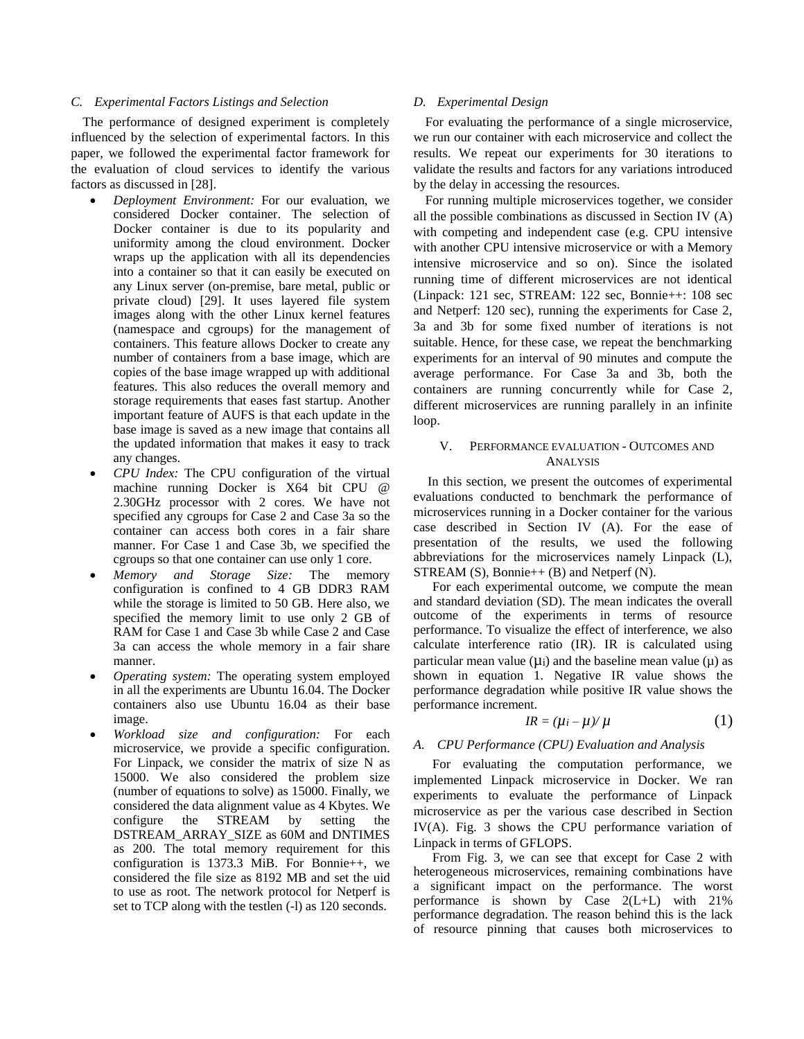### C. Experimental Factors Listings and Selection

The performance of designed experiment is completely influenced by the selection of experimental factors. In this paper, we followed the experimental factor framework for the evaluation of cloud services to identify the various factors as discussed in [28].

- *Deployment Environment:* For our evaluation, we considered Docker container. The selection of Docker container is due to its popularity and uniformity among the cloud environment. Docker wraps up the application with all its dependencies into a container so that it can easily be executed on any Linux server (on-premise, bare metal, public or private cloud) [29]. It uses layered file system images along with the other Linux kernel features (namespace and cgroups) for the management of containers. This feature allows Docker to create any number of containers from a base image, which are copies of the base image wrapped up with additional features. This also reduces the overall memory and storage requirements that eases fast startup. Another important feature of AUFS is that each update in the base image is saved as a new image that contains all the updated information that makes it easy to track any changes.
- *CPU Index:* The CPU configuration of the virtual machine running Docker is X64 bit CPU @ 2.30GHz processor with 2 cores. We have not specified any cgroups for Case 2 and Case 3a so the container can access both cores in a fair share manner. For Case 1 and Case 3b, we specified the cgroups so that one container can use only 1 core.
- *Memory and Storage Size:* The memory configuration is confined to 4 GB DDR3 RAM while the storage is limited to 50 GB. Here also, we specified the memory limit to use only 2 GB of RAM for Case 1 and Case 3b while Case 2 and Case 3a can access the whole memory in a fair share manner.
- *Operating system:* The operating system employed in all the experiments are Ubuntu 16.04. The Docker containers also use Ubuntu 16.04 as their base image.
- *Workload size and configuration:* For each microservice, we provide a specific configuration. For Linpack, we consider the matrix of size N as 15000. We also considered the problem size (number of equations to solve) as 15000. Finally, we considered the data alignment value as 4 Kbytes. We configure the STREAM by setting the DSTREAM_ARRAY_SIZE as 60M and DNTIMES as 200. The total memory requirement for this configuration is 1373.3 MiB. For Bonnie++, we considered the file size as 8192 MB and set the uid to use as root. The network protocol for Netperf is set to TCP along with the testlen (-l) as 120 seconds.

### D. Experimental Design

For evaluating the performance of a single microservice, we run our container with each microservice and collect the results. We repeat our experiments for 30 iterations to validate the results and factors for any variations introduced by the delay in accessing the resources.

For running multiple microservices together, we consider all the possible combinations as discussed in Section IV (A) with competing and independent case (e.g. CPU intensive with another CPU intensive microservice or with a Memory intensive microservice and so on). Since the isolated running time of different microservices are not identical (Linpack: 121 sec, STREAM: 122 sec, Bonnie++: 108 sec and Netperf: 120 sec), running the experiments for Case 2, 3a and 3b for some fixed number of iterations is not suitable. Hence, for these case, we repeat the benchmarking experiments for an interval of 90 minutes and compute the average performance. For Case 3a and 3b, both the containers are running concurrently while for Case 2, different microservices are running parallelly in an infinite loop.

## V. Performance evaluation - Outcomes and Analysis

In this section, we present the outcomes of experimental evaluations conducted to benchmark the performance of microservices running in a Docker container for the various case described in Section IV (A). For the ease of presentation of the results, we used the following abbreviations for the microservices namely Linpack (L), STREAM (S), Bonnie++ (B) and Netperf (N).

For each experimental outcome, we compute the mean and standard deviation (SD). The mean indicates the overall outcome of the experiments in terms of resource performance. To visualize the effect of interference, we also calculate interference ratio (IR). IR is calculated using particular mean value ($\mu_i$) and the baseline mean value ($\mu$) as shown in equation 1. Negative IR value shows the performance degradation while positive IR value shows the performance increment.

$$IR = (\mu_i - \mu)/\mu \tag{1}$$

### A. CPU Performance (CPU) Evaluation and Analysis

For evaluating the computation performance, we implemented Linpack microservice in Docker. We ran experiments to evaluate the performance of Linpack microservice as per the various case described in Section IV(A). Fig. 3 shows the CPU performance variation of Linpack in terms of GFLOPS.

From Fig. 3, we can see that except for Case 2 with heterogeneous microservices, remaining combinations have a significant impact on the performance. The worst performance is shown by Case 2(L+L) with 21% performance degradation. The reason behind this is the lack of resource pinning that causes both microservices to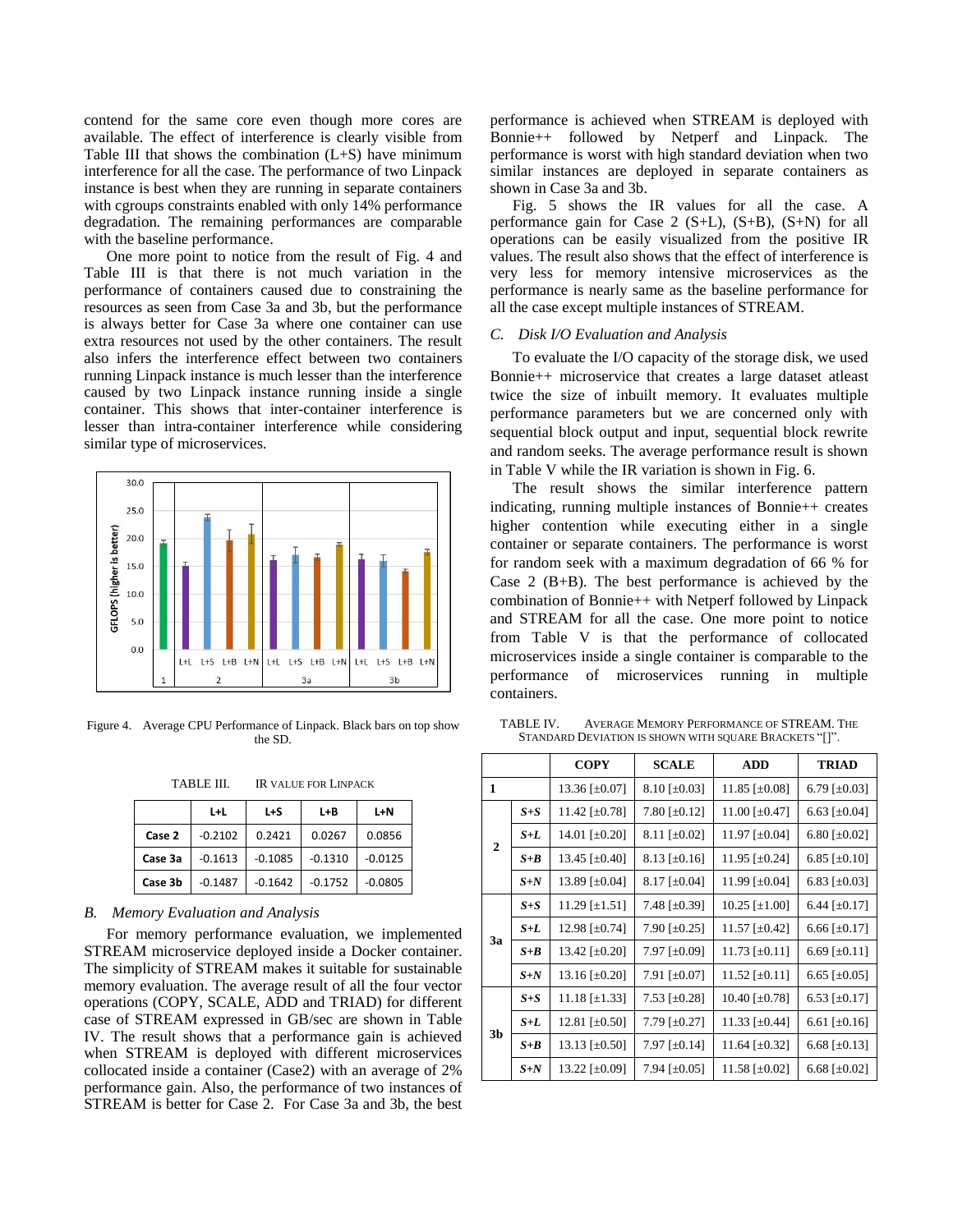contend for the same core even though more cores are available. The effect of interference is clearly visible from Table III that shows the combination (L+S) have minimum interference for all the case. The performance of two Linpack instance is best when they are running in separate containers with cgroups constraints enabled with only 14% performance degradation. The remaining performances are comparable with the baseline performance.

One more point to notice from the result of Fig. 4 and Table III is that there is not much variation in the performance of containers caused due to constraining the resources as seen from Case 3a and 3b, but the performance is always better for Case 3a where one container can use extra resources not used by the other containers. The result also infers the interference effect between two containers running Linpack instance is much lesser than the interference caused by two Linpack instance running inside a single container. This shows that inter-container interference is lesser than intra-container interference while considering similar type of microservices.

Figure 4. Average CPU Performance of Linpack. Black bars on top show the SD.

TABLE III. IR VALUE FOR LINPACK

| | L+L | L+S | L+B | L+N |
|---|---|---|---|---|
| Case 2 | -0.2102 | 0.2421 | 0.0267 | 0.0856 |
| Case 3a | -0.1613 | -0.1085 | -0.1310 | -0.0125 |
| Case 3b | -0.1487 | -0.1642 | -0.1752 | -0.0805 |

## B. *Memory Evaluation and Analysis*

For memory performance evaluation, we implemented STREAM microservice deployed inside a Docker container. The simplicity of STREAM makes it suitable for sustainable memory evaluation. The average result of all the four vector operations (COPY, SCALE, ADD and TRIAD) for different case of STREAM expressed in GB/sec are shown in Table IV. The result shows that a performance gain is achieved when STREAM is deployed with different microservices collocated inside a container (Case2) with an average of 2% performance gain. Also, the performance of two instances of STREAM is better for Case 2. For Case 3a and 3b, the best performance is achieved when STREAM is deployed with Bonnie++ followed by Netperf and Linpack. The performance is worst with high standard deviation when two similar instances are deployed in separate containers as shown in Case 3a and 3b.

Fig. 5 shows the IR values for all the case. A performance gain for Case 2 (S+L), (S+B), (S+N) for all operations can be easily visualized from the positive IR values. The result also shows that the effect of interference is very less for memory intensive microservices as the performance is nearly same as the baseline performance for all the case except multiple instances of STREAM.

## C. *Disk I/O Evaluation and Analysis*

To evaluate the I/O capacity of the storage disk, we used Bonnie++ microservice that creates a large dataset atleast twice the size of inbuilt memory. It evaluates multiple performance parameters but we are concerned only with sequential block output and input, sequential block rewrite and random seeks. The average performance result is shown in Table V while the IR variation is shown in Fig. 6.

The result shows the similar interference pattern indicating, running multiple instances of Bonnie++ creates higher contention while executing either in a single container or separate containers. The performance is worst for random seek with a maximum degradation of 66 % for Case 2 (B+B). The best performance is achieved by the combination of Bonnie++ with Netperf followed by Linpack and STREAM for all the case. One more point to notice from Table V is that the performance of collocated microservices inside a single container is comparable to the performance of microservices running in multiple containers.

TABLE IV. AVERAGE MEMORY PERFORMANCE OF STREAM. THE STANDARD DEVIATION IS SHOWN WITH SQUARE BRACKETS "[]".

| | | COPY | SCALE | ADD | TRIAD |
|---|---|---|---|---|---|
| **1** | | 13.36 [±0.07] | 8.10 [±0.03] | 11.85 [±0.08] | 6.79 [±0.03] |
| **2** | ***S+S*** | 11.42 [±0.78] | 7.80 [±0.12] | 11.00 [±0.47] | 6.63 [±0.04] |
| | ***S+L*** | 14.01 [±0.20] | 8.11 [±0.02] | 11.97 [±0.04] | 6.80 [±0.02] |
| | ***S+B*** | 13.45 [±0.40] | 8.13 [±0.16] | 11.95 [±0.24] | 6.85 [±0.10] |
| | ***S+N*** | 13.89 [±0.04] | 8.17 [±0.04] | 11.99 [±0.04] | 6.83 [±0.03] |
| **3a** | ***S+S*** | 11.29 [±1.51] | 7.48 [±0.39] | 10.25 [±1.00] | 6.44 [±0.17] |
| | ***S+L*** | 12.98 [±0.74] | 7.90 [±0.25] | 11.57 [±0.42] | 6.66 [±0.17] |
| | ***S+B*** | 13.42 [±0.20] | 7.97 [±0.09] | 11.73 [±0.11] | 6.69 [±0.11] |
| | ***S+N*** | 13.16 [±0.20] | 7.91 [±0.07] | 11.52 [±0.11] | 6.65 [±0.05] |
| **3b** | ***S+S*** | 11.18 [±1.33] | 7.53 [±0.28] | 10.40 [±0.78] | 6.53 [±0.17] |
| | ***S+L*** | 12.81 [±0.50] | 7.79 [±0.27] | 11.33 [±0.44] | 6.61 [±0.16] |
| | ***S+B*** | 13.13 [±0.50] | 7.97 [±0.14] | 11.64 [±0.32] | 6.68 [±0.13] |
| | ***S+N*** | 13.22 [±0.09] | 7.94 [±0.05] | 11.58 [±0.02] | 6.68 [±0.02] |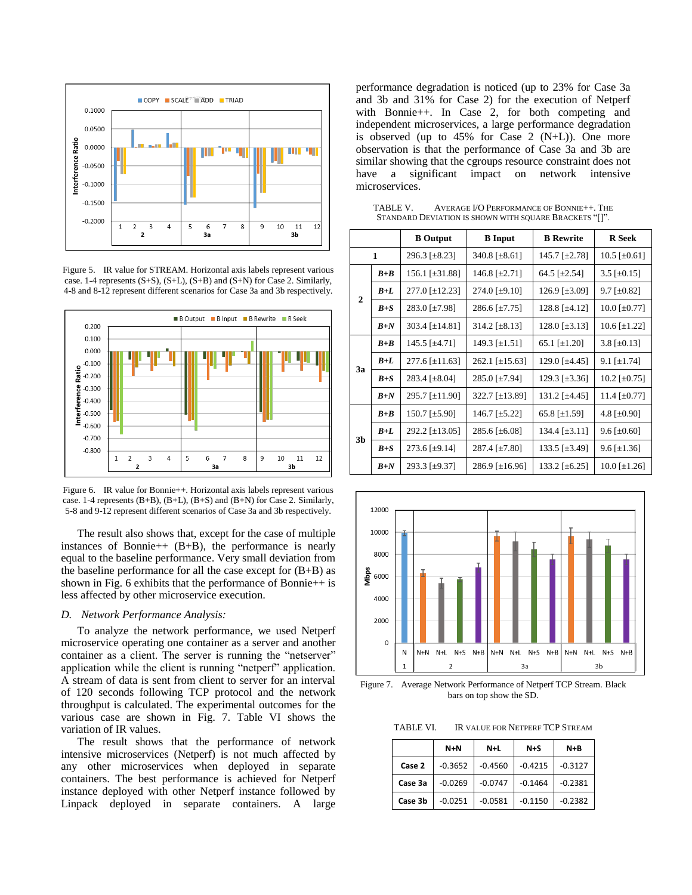Figure 5. IR value for STREAM. Horizontal axis labels represent various case. 1-4 represents (S+S), (S+L), (S+B) and (S+N) for Case 2. Similarly, 4-8 and 8-12 represent different scenarios for Case 3a and 3b respectively.

Figure 6. IR value for Bonnie++. Horizontal axis labels represent various case. 1-4 represents (B+B), (B+L), (B+S) and (B+N) for Case 2. Similarly, 5-8 and 9-12 represent different scenarios of Case 3a and 3b respectively.

The result also shows that, except for the case of multiple instances of Bonnie++ (B+B), the performance is nearly equal to the baseline performance. Very small deviation from the baseline performance for all the case except for (B+B) as shown in Fig. 6 exhibits that the performance of Bonnie++ is less affected by other microservice execution.

### D. *Network Performance Analysis:*

To analyze the network performance, we used Netperf microservice operating one container as a server and another container as a client. The server is running the "netserver" application while the client is running "netperf" application. A stream of data is sent from client to server for an interval of 120 seconds following TCP protocol and the network throughput is calculated. The experimental outcomes for the various case are shown in Fig. 7. Table VI shows the variation of IR values.

The result shows that the performance of network intensive microservices (Netperf) is not much affected by any other microservices when deployed in separate containers. The best performance is achieved for Netperf instance deployed with other Netperf instance followed by Linpack deployed in separate containers. A large performance degradation is noticed (up to 23% for Case 3a and 3b and 31% for Case 2) for the execution of Netperf with Bonnie++. In Case 2, for both competing and independent microservices, a large performance degradation is observed (up to 45% for Case 2 (N+L)). One more observation is that the performance of Case 3a and 3b are similar showing that the cgroups resource constraint does not have a significant impact on network intensive microservices.

TABLE V. AVERAGE I/O PERFORMANCE OF BONNIE++. THE STANDARD DEVIATION IS SHOWN WITH SQUARE BRACKETS "[]".

| | | B Output | B Input | B Rewrite | R Seek |
|---|---|---|---|---|---|
| 1 | | 296.3 [±8.23] | 340.8 [±8.61] | 145.7 [±2.78] | 10.5 [±0.61] |
| 2 | ***B+B*** | 156.1 [±31.88] | 146.8 [±2.71] | 64.5 [±2.54] | 3.5 [±0.15] |
| | ***B+L*** | 277.0 [±12.23] | 274.0 [±9.10] | 126.9 [±3.09] | 9.7 [±0.82] |
| | ***B+S*** | 283.0 [±7.98] | 286.6 [±7.75] | 128.8 [±4.12] | 10.0 [±0.77] |
| | ***B+N*** | 303.4 [±14.81] | 314.2 [±8.13] | 128.0 [±3.13] | 10.6 [±1.22] |
| 3a | ***B+B*** | 145.5 [±4.71] | 149.3 [±1.51] | 65.1 [±1.20] | 3.8 [±0.13] |
| | ***B+L*** | 277.6 [±11.63] | 262.1 [±15.63] | 129.0 [±4.45] | 9.1 [±1.74] |
| | ***B+S*** | 283.4 [±8.04] | 285.0 [±7.94] | 129.3 [±3.36] | 10.2 [±0.75] |
| | ***B+N*** | 295.7 [±11.90] | 322.7 [±13.89] | 131.2 [±4.45] | 11.4 [±0.77] |
| 3b | ***B+B*** | 150.7 [±5.90] | 146.7 [±5.22] | 65.8 [±1.59] | 4.8 [±0.90] |
| | ***B+L*** | 292.2 [±13.05] | 285.6 [±6.08] | 134.4 [±3.11] | 9.6 [±0.60] |
| | ***B+S*** | 273.6 [±9.14] | 287.4 [±7.80] | 133.5 [±3.49] | 9.6 [±1.36] |
| | ***B+N*** | 293.3 [±9.37] | 286.9 [±16.96] | 133.2 [±6.25] | 10.0 [±1.26] |

Figure 7. Average Network Performance of Netperf TCP Stream. Black bars on top show the SD.

TABLE VI. IR VALUE FOR NETPERF TCP STREAM

| | N+N | N+L | N+S | N+B |
|---|---|---|---|---|
| **Case 2** | -0.3652 | -0.4560 | -0.4215 | -0.3127 |
| **Case 3a** | -0.0269 | -0.0747 | -0.1464 | -0.2381 |
| **Case 3b** | -0.0251 | -0.0581 | -0.1150 | -0.2382 |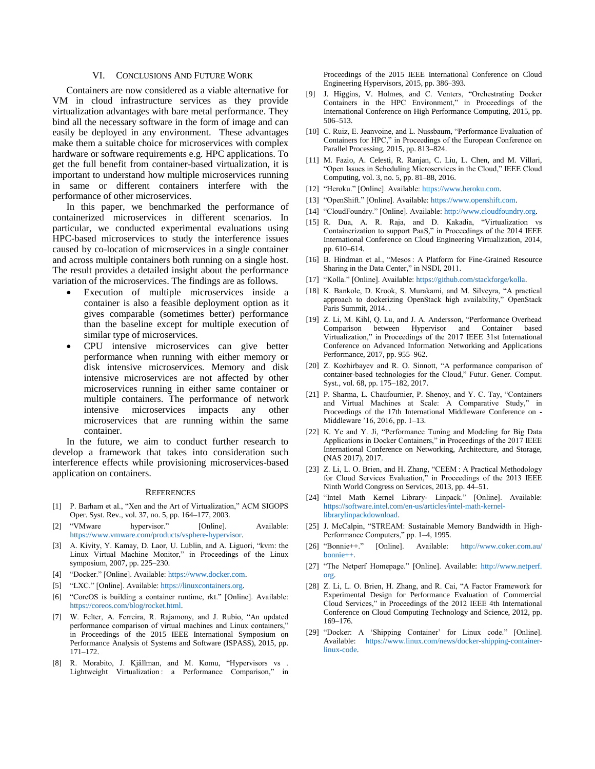## VI. Conclusions And Future Work

Containers are now considered as a viable alternative for VM in cloud infrastructure services as they provide virtualization advantages with bare metal performance. They bind all the necessary software in the form of image and can easily be deployed in any environment. These advantages make them a suitable choice for microservices with complex hardware or software requirements e.g. HPC applications. To get the full benefit from container-based virtualization, it is important to understand how multiple microservices running in same or different containers interfere with the performance of other microservices.

In this paper, we benchmarked the performance of containerized microservices in different scenarios. In particular, we conducted experimental evaluations using HPC-based microservices to study the interference issues caused by co-location of microservices in a single container and across multiple containers both running on a single host. The result provides a detailed insight about the performance variation of the microservices. The findings are as follows.

- Execution of multiple microservices inside a container is also a feasible deployment option as it gives comparable (sometimes better) performance than the baseline except for multiple execution of similar type of microservices.
- CPU intensive microservices can give better performance when running with either memory or disk intensive microservices. Memory and disk intensive microservices are not affected by other microservices running in either same container or multiple containers. The performance of network intensive microservices impacts any other microservices that are running within the same container.

In the future, we aim to conduct further research to develop a framework that takes into consideration such interference effects while provisioning microservices-based application on containers.

## References

[1] P. Barham et al., "Xen and the Art of Virtualization," ACM SIGOPS Oper. Syst. Rev., vol. 37, no. 5, pp. 164–177, 2003.

[2] "VMware hypervisor." [Online]. Available: https://www.vmware.com/products/vsphere-hypervisor.

[3] A. Kivity, Y. Kamay, D. Laor, U. Lublin, and A. Liguori, "kvm: the Linux Virtual Machine Monitor," in Proceedings of the Linux symposium, 2007, pp. 225–230.

[4] "Docker." [Online]. Available: https://www.docker.com.

[5] "LXC." [Online]. Available: https://linuxcontainers.org.

[6] "CoreOS is building a container runtime, rkt." [Online]. Available: https://coreos.com/blog/rocket.html.

[7] W. Felter, A. Ferreira, R. Rajamony, and J. Rubio, "An updated performance comparison of virtual machines and Linux containers," in Proceedings of the 2015 IEEE International Symposium on Performance Analysis of Systems and Software (ISPASS), 2015, pp. 171–172.

[8] R. Morabito, J. Kjällman, and M. Komu, "Hypervisors vs . Lightweight Virtualization : a Performance Comparison," in Proceedings of the 2015 IEEE International Conference on Cloud Engineering Hypervisors, 2015, pp. 386–393.

[9] J. Higgins, V. Holmes, and C. Venters, "Orchestrating Docker Containers in the HPC Environment," in Proceedings of the International Conference on High Performance Computing, 2015, pp. 506–513.

[10] C. Ruiz, E. Jeanvoine, and L. Nussbaum, "Performance Evaluation of Containers for HPC," in Proceedings of the European Conference on Parallel Processing, 2015, pp. 813–824.

[11] M. Fazio, A. Celesti, R. Ranjan, C. Liu, L. Chen, and M. Villari, "Open Issues in Scheduling Microservices in the Cloud," IEEE Cloud Computing, vol. 3, no. 5, pp. 81–88, 2016.

[12] "Heroku." [Online]. Available: https://www.heroku.com.

[13] "OpenShift." [Online]. Available: https://www.openshift.com.

[14] "CloudFoundry." [Online]. Available: http://www.cloudfoundry.org.

[15] R. Dua, A. R. Raja, and D. Kakadia, "Virtualization vs Containerization to support PaaS," in Proceedings of the 2014 IEEE International Conference on Cloud Engineering Virtualization, 2014, pp. 610–614.

[16] B. Hindman et al., "Mesos : A Platform for Fine-Grained Resource Sharing in the Data Center," in NSDI, 2011.

[17] "Kolla." [Online]. Available: https://github.com/stackforge/kolla.

[18] K. Bankole, D. Krook, S. Murakami, and M. Silveyra, "A practical approach to dockerizing OpenStack high availability," OpenStack Paris Summit, 2014. .

[19] Z. Li, M. Kihl, Q. Lu, and J. A. Andersson, "Performance Overhead Comparison between Hypervisor and Container based Virtualization," in Proceedings of the 2017 IEEE 31st International Conference on Advanced Information Networking and Applications Performance, 2017, pp. 955–962.

[20] Z. Kozhirbayev and R. O. Sinnott, "A performance comparison of container-based technologies for the Cloud," Futur. Gener. Comput. Syst., vol. 68, pp. 175–182, 2017.

[21] P. Sharma, L. Chaufournier, P. Shenoy, and Y. C. Tay, "Containers and Virtual Machines at Scale: A Comparative Study," in Proceedings of the 17th International Middleware Conference on - Middleware '16, 2016, pp. 1–13.

[22] K. Ye and Y. Ji, "Performance Tuning and Modeling for Big Data Applications in Docker Containers," in Proceedings of the 2017 IEEE International Conference on Networking, Architecture, and Storage, (NAS 2017), 2017.

[23] Z. Li, L. O. Brien, and H. Zhang, "CEEM : A Practical Methodology for Cloud Services Evaluation," in Proceedings of the 2013 IEEE Ninth World Congress on Services, 2013, pp. 44–51.

[24] "Intel Math Kernel Library- Linpack." [Online]. Available: https://software.intel.com/en-us/articles/intel-math-kernel-librarylinpackdownload.

[25] J. McCalpin, "STREAM: Sustainable Memory Bandwidth in High-Performance Computers," pp. 1–4, 1995.

[26] "Bonnie++." [Online]. Available: http://www.coker.com.au/bonnie++.

[27] "The Netperf Homepage." [Online]. Available: http://www.netperf.org.

[28] Z. Li, L. O. Brien, H. Zhang, and R. Cai, "A Factor Framework for Experimental Design for Performance Evaluation of Commercial Cloud Services," in Proceedings of the 2012 IEEE 4th International Conference on Cloud Computing Technology and Science, 2012, pp. 169–176.

[29] "Docker: A 'Shipping Container' for Linux code." [Online]. Available: https://www.linux.com/news/docker-shipping-container-linux-code.